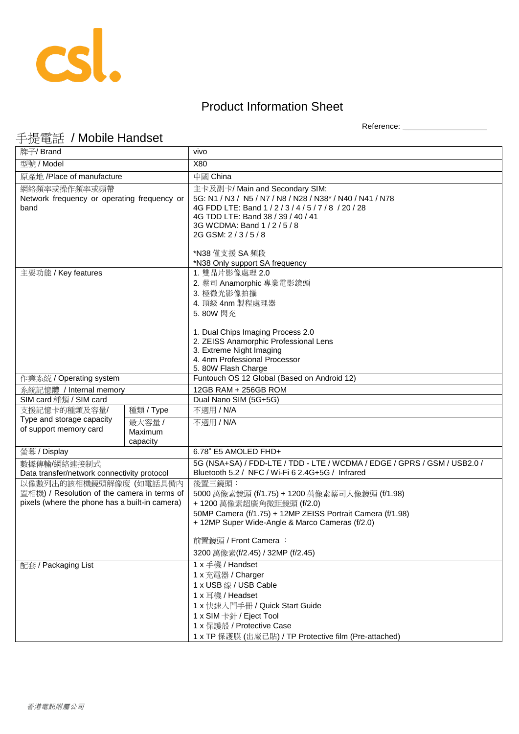# Product Information Sheet

Reference: ____________________

## 手提電話 / Mobile Handset

| 牌子/ Brand | | vivo |
|---|---|---|
| 型號 / Model | | X80 |
| 原產地 /Place of manufacture | | 中國 China |
| 網絡頻率或操作頻率或頻帶 Network frequency or operating frequency or band | | 主卡及副卡/ Main and Secondary SIM:<br>5G: N1 / N3 / N5 / N7 / N8 / N28 / N38* / N40 / N41 / N78<br>4G FDD LTE: Band 1 / 2 / 3 / 4 / 5 / 7 / 8 / 20 / 28<br>4G TDD LTE: Band 38 / 39 / 40 / 41<br>3G WCDMA: Band 1 / 2 / 5 / 8<br>2G GSM: 2 / 3 / 5 / 8<br><br>*N38 僅支援 SA 頻段<br>*N38 Only support SA frequency |
| 主要功能 / Key features | | 1. 雙晶片影像處理 2.0<br>2. 蔡司 Anamorphic 專業電影鏡頭<br>3. 極微光影像拍攝<br>4. 頂級 4nm 製程處理器<br>5. 80W 閃充<br><br>1. Dual Chips Imaging Process 2.0<br>2. ZEISS Anamorphic Professional Lens<br>3. Extreme Night Imaging<br>4. 4nm Professional Processor<br>5. 80W Flash Charge |
| 作業系統 / Operating system | | Funtouch OS 12 Global (Based on Android 12) |
| 系統記憶體 / Internal memory | | 12GB RAM + 256GB ROM |
| SIM card 種類 / SIM card | | Dual Nano SIM (5G+5G) |
| 支援記憶卡的種類及容量/ Type and storage capacity of support memory card | 種類 / Type | 不適用 / N/A |
| | 最大容量 / Maximum capacity | 不適用 / N/A |
| 螢幕 / Display | | 6.78" E5 AMOLED FHD+ |
| 數據傳輸/網絡連接制式 Data transfer/network connectivity protocol | | 5G (NSA+SA) / FDD-LTE / TDD - LTE / WCDMA / EDGE / GPRS / GSM / USB2.0 / Bluetooth 5.2 / NFC / Wi-Fi 6 2.4G+5G / Infrared |
| 以像數列出的該相機鏡頭解像度 (如電話具備內置相機) / Resolution of the camera in terms of pixels (where the phone has a built-in camera) | | 後置三鏡頭：<br>5000 萬像素鏡頭 (f/1.75) + 1200 萬像素蔡司人像鏡頭 (f/1.98) + 1200 萬像素超廣角微距鏡頭 (f/2.0)<br>50MP Camera (f/1.75) + 12MP ZEISS Portrait Camera (f/1.98) + 12MP Super Wide-Angle & Marco Cameras (f/2.0)<br><br>前置鏡頭 / Front Camera ：<br>3200 萬像素(f/2.45) / 32MP (f/2.45) |
| 配套 / Packaging List | | 1 x 手機 / Handset<br>1 x 充電器 / Charger<br>1 x USB 線 / USB Cable<br>1 x 耳機 / Headset<br>1 x 快速入門手冊 / Quick Start Guide<br>1 x SIM 卡針 / Eject Tool<br>1 x 保護殼 / Protective Case<br>1 x TP 保護膜 (出廠已貼) / TP Protective film (Pre-attached) |

*香港電訊附屬公司*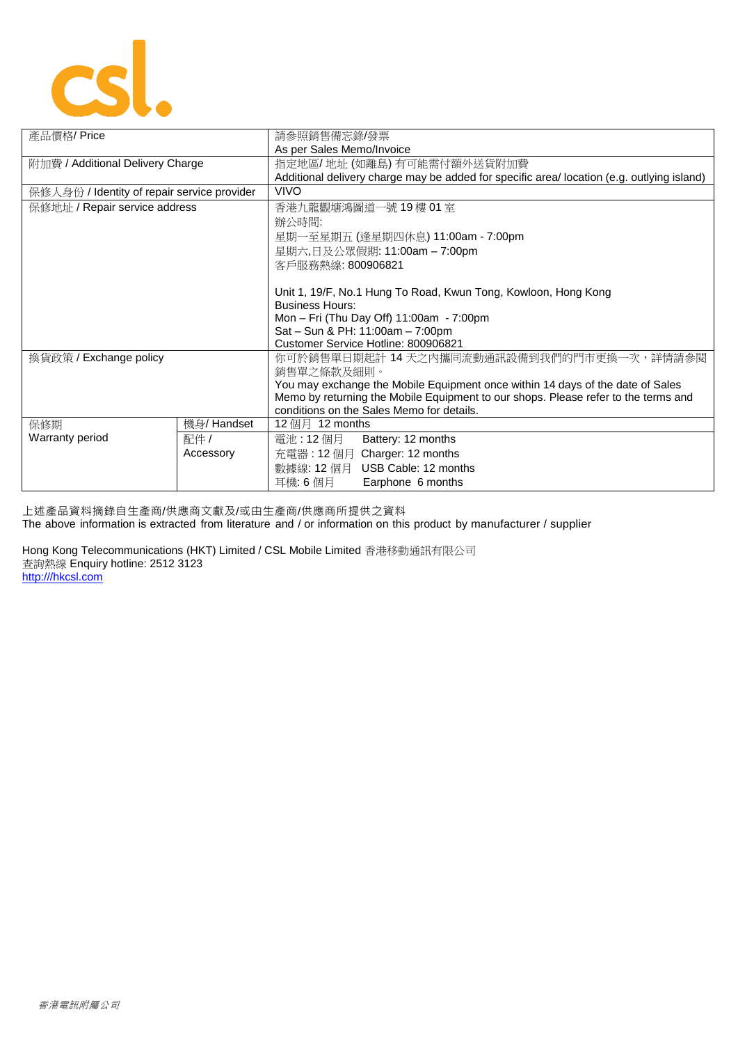| | | |
|---|---|---|
| 產品價格/ Price | | 請參照銷售備忘錄/發票<br>As per Sales Memo/Invoice |
| 附加費 / Additional Delivery Charge | | 指定地區/ 地址 (如離島) 有可能需付額外送貨附加費<br>Additional delivery charge may be added for specific area/ location (e.g. outlying island) |
| 保修人身份 / Identity of repair service provider | | VIVO |
| 保修地址 / Repair service address | | 香港九龍觀塘鴻圖道一號 19 樓 01 室<br>辦公時間:<br>星期一至星期五 (逢星期四休息) 11:00am - 7:00pm<br>星期六,日及公眾假期: 11:00am – 7:00pm<br>客戶服務熱線: 800906821<br><br>Unit 1, 19/F, No.1 Hung To Road, Kwun Tong, Kowloon, Hong Kong<br>Business Hours:<br>Mon – Fri (Thu Day Off) 11:00am - 7:00pm<br>Sat – Sun & PH: 11:00am – 7:00pm<br>Customer Service Hotline: 800906821 |
| 換貨政策 / Exchange policy | | 你可於銷售單日期起計 14 天之內攜同流動通訊設備到我們的門市更換一次，詳情請參閱銷售單之條款及細則。<br>You may exchange the Mobile Equipment once within 14 days of the date of Sales Memo by returning the Mobile Equipment to our shops. Please refer to the terms and conditions on the Sales Memo for details. |
| 保修期<br>Warranty period | 機身/ Handset | 12 個月 12 months |
| | 配件 / Accessory | 電池 : 12 個月 Battery: 12 months<br>充電器 : 12 個月 Charger: 12 months<br>數據線: 12 個月 USB Cable: 12 months<br>耳機: 6 個月 Earphone 6 months |

上述產品資料摘錄自生產商/供應商文獻及/或由生產商/供應商所提供之資料
The above information is extracted from literature and / or information on this product by manufacturer / supplier

Hong Kong Telecommunications (HKT) Limited / CSL Mobile Limited 香港移動通訊有限公司
查詢熱線 Enquiry hotline: 2512 3123
http:///hkcsl.com